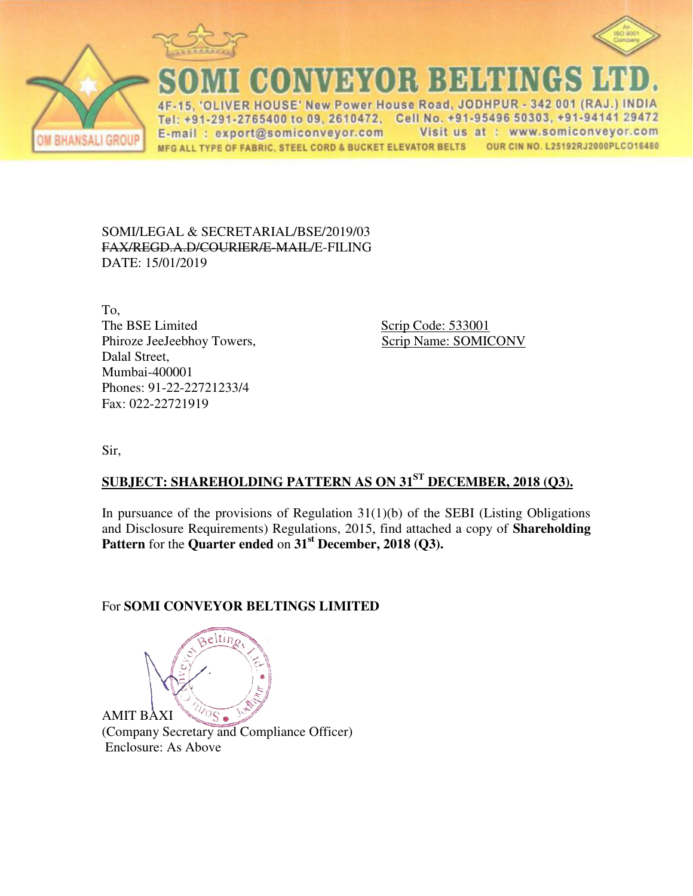# SOMI CONVEYOR BELTINGS LTD.

4F-15, 'OLIVER HOUSE' New Power House Road, JODHPUR - 342 001 (RAJ.) INDIA
Tel: +91-291-2765400 to 09, 2610472, Cell No. +91-95496 50303, +91-94141 29472
E-mail : export@somiconveyor.com Visit us at : www.somiconveyor.com
MFG ALL TYPE OF FABRIC, STEEL CORD & BUCKET ELEVATOR BELTS OUR CIN NO. L25192RJ2000PLCO16480

OM BHANSALI GROUP

SOMI/LEGAL & SECRETARIAL/BSE/2019/03
~~FAX/REGD.A.D/COURIER/E-MAIL/~~E-FILING
DATE: 15/01/2019

To,
The BSE Limited
Phiroze JeeJeebhoy Towers,
Dalal Street,
Mumbai-400001
Phones: 91-22-22721233/4
Fax: 022-22721919

Scrip Code: 533001
Scrip Name: SOMICONV

Sir,

**SUBJECT: SHAREHOLDING PATTERN AS ON 31ST DECEMBER, 2018 (Q3).**

In pursuance of the provisions of Regulation 31(1)(b) of the SEBI (Listing Obligations and Disclosure Requirements) Regulations, 2015, find attached a copy of **Shareholding Pattern** for the **Quarter ended** on **31st December, 2018 (Q3).**

For **SOMI CONVEYOR BELTINGS LIMITED**

AMIT BAXI
(Company Secretary and Compliance Officer)
Enclosure: As Above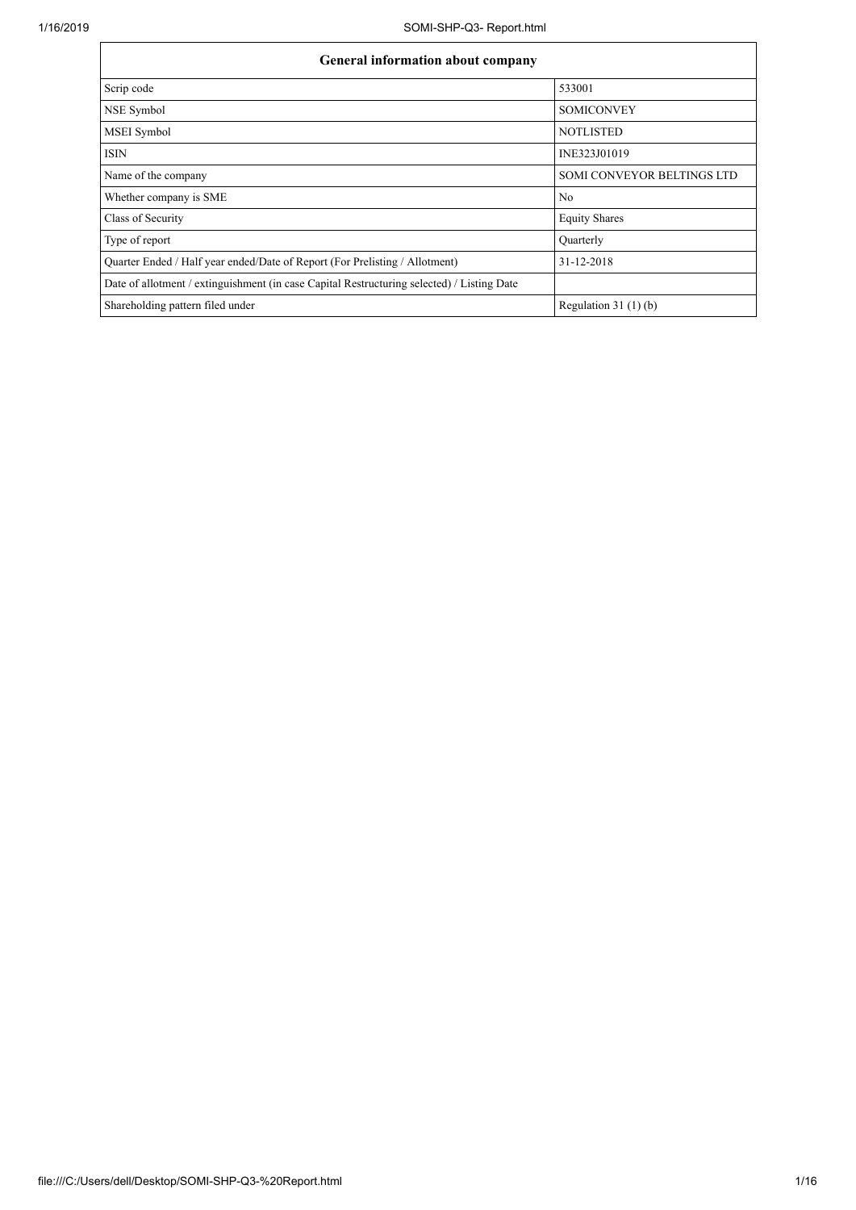| General information about company | |
|---|---|
| Scrip code | 533001 |
| NSE Symbol | SOMICONVEY |
| MSEI Symbol | NOTLISTED |
| ISIN | INE323J01019 |
| Name of the company | SOMI CONVEYOR BELTINGS LTD |
| Whether company is SME | No |
| Class of Security | Equity Shares |
| Type of report | Quarterly |
| Quarter Ended / Half year ended/Date of Report (For Prelisting / Allotment) | 31-12-2018 |
| Date of allotment / extinguishment (in case Capital Restructuring selected) / Listing Date | |
| Shareholding pattern filed under | Regulation 31 (1) (b) |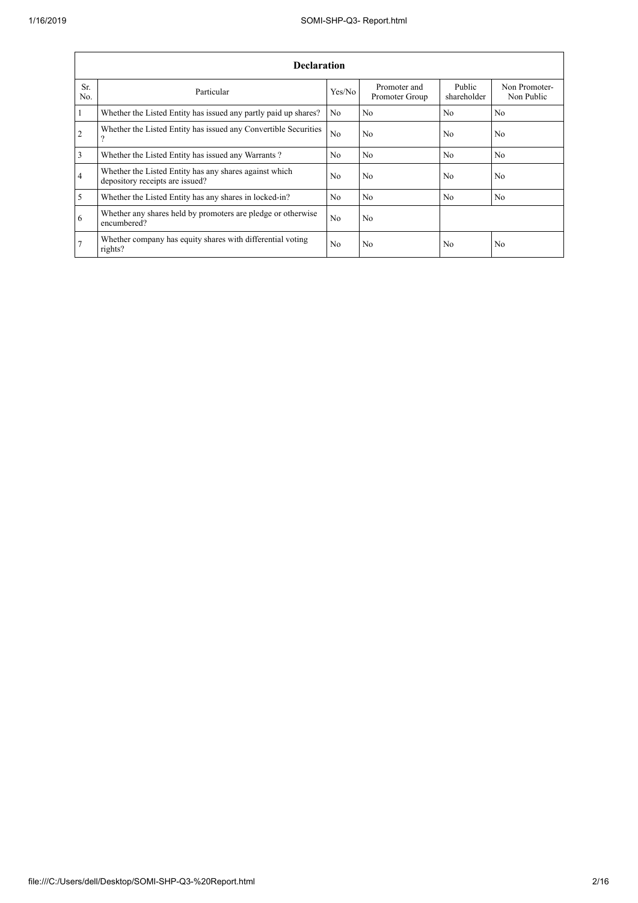| Declaration | | | | | |
|---|---|---|---|---|---|
| Sr. No. | Particular | Yes/No | Promoter and Promoter Group | Public shareholder | Non Promoter- Non Public |
| 1 | Whether the Listed Entity has issued any partly paid up shares? | No | No | No | No |
| 2 | Whether the Listed Entity has issued any Convertible Securities ? | No | No | No | No |
| 3 | Whether the Listed Entity has issued any Warrants ? | No | No | No | No |
| 4 | Whether the Listed Entity has any shares against which depository receipts are issued? | No | No | No | No |
| 5 | Whether the Listed Entity has any shares in locked-in? | No | No | No | No |
| 6 | Whether any shares held by promoters are pledge or otherwise encumbered? | No | No | | |
| 7 | Whether company has equity shares with differential voting rights? | No | No | No | No |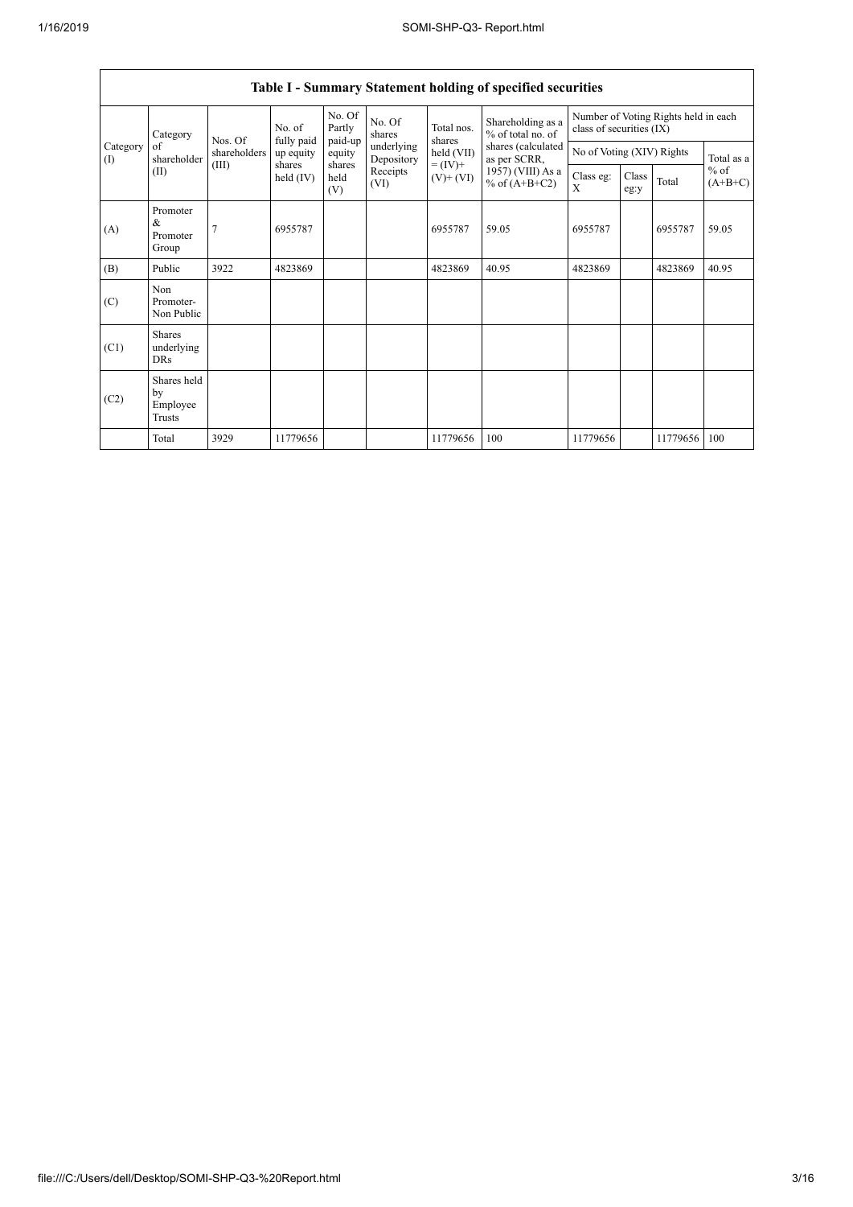## Table I - Summary Statement holding of specified securities

| Category (I) | Category of shareholder (II) | Nos. Of shareholders (III) | No. of fully paid up equity shares held (IV) | No. Of Partly paid-up equity shares held (V) | No. Of shares underlying Depository Receipts (VI) | Total nos. shares held (VII) = (IV)+ (V)+ (VI) | Shareholding as a % of total no. of shares (calculated as per SCRR, 1957) (VIII) As a % of (A+B+C2) | Number of Voting Rights held in each class of securities (IX) | | | |
|---|---|---|---|---|---|---|---|---|---|---|---|
| | | | | | | | | No of Voting (XIV) Rights | | | Total as a % of (A+B+C) |
| | | | | | | | | Class eg: X | Class eg:y | Total | |
| (A) | Promoter & Promoter Group | 7 | 6955787 | | | 6955787 | 59.05 | 6955787 | | 6955787 | 59.05 |
| (B) | Public | 3922 | 4823869 | | | 4823869 | 40.95 | 4823869 | | 4823869 | 40.95 |
| (C) | Non Promoter- Non Public | | | | | | | | | | |
| (C1) | Shares underlying DRs | | | | | | | | | | |
| (C2) | Shares held by Employee Trusts | | | | | | | | | | |
| | Total | 3929 | 11779656 | | | 11779656 | 100 | 11779656 | | 11779656 | 100 |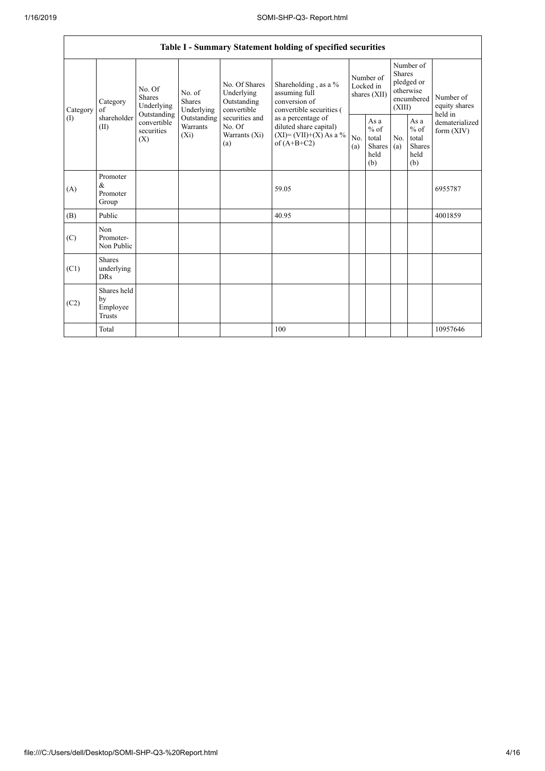| Table I - Summary Statement holding of specified securities | | | | | | | | | | | |
|---|---|---|---|---|---|---|---|---|---|---|---|
| Category (I) | Category of shareholder (II) | No. Of Shares Underlying Outstanding convertible securities (X) | No. of Shares Underlying Outstanding Warrants (Xi) | No. Of Shares Underlying Outstanding convertible securities and No. Of Warrants (Xi) (a) | Shareholding , as a % assuming full conversion of convertible securities ( as a percentage of diluted share capital) (XI)= (VII)+(X) As a % of (A+B+C2) | Number of Locked in shares (XII) | | Number of Shares pledged or otherwise encumbered (XIII) | | Number of equity shares held in dematerialized form (XIV) |
| | | | | | | No. (a) | As a % of total Shares held (b) | No. (a) | As a % of total Shares held (b) | |
| (A) | Promoter & Promoter Group | | | | 59.05 | | | | | 6955787 |
| (B) | Public | | | | 40.95 | | | | | 4001859 |
| (C) | Non Promoter- Non Public | | | | | | | | | |
| (C1) | Shares underlying DRs | | | | | | | | | |
| (C2) | Shares held by Employee Trusts | | | | | | | | | |
| | Total | | | | 100 | | | | | 10957646 |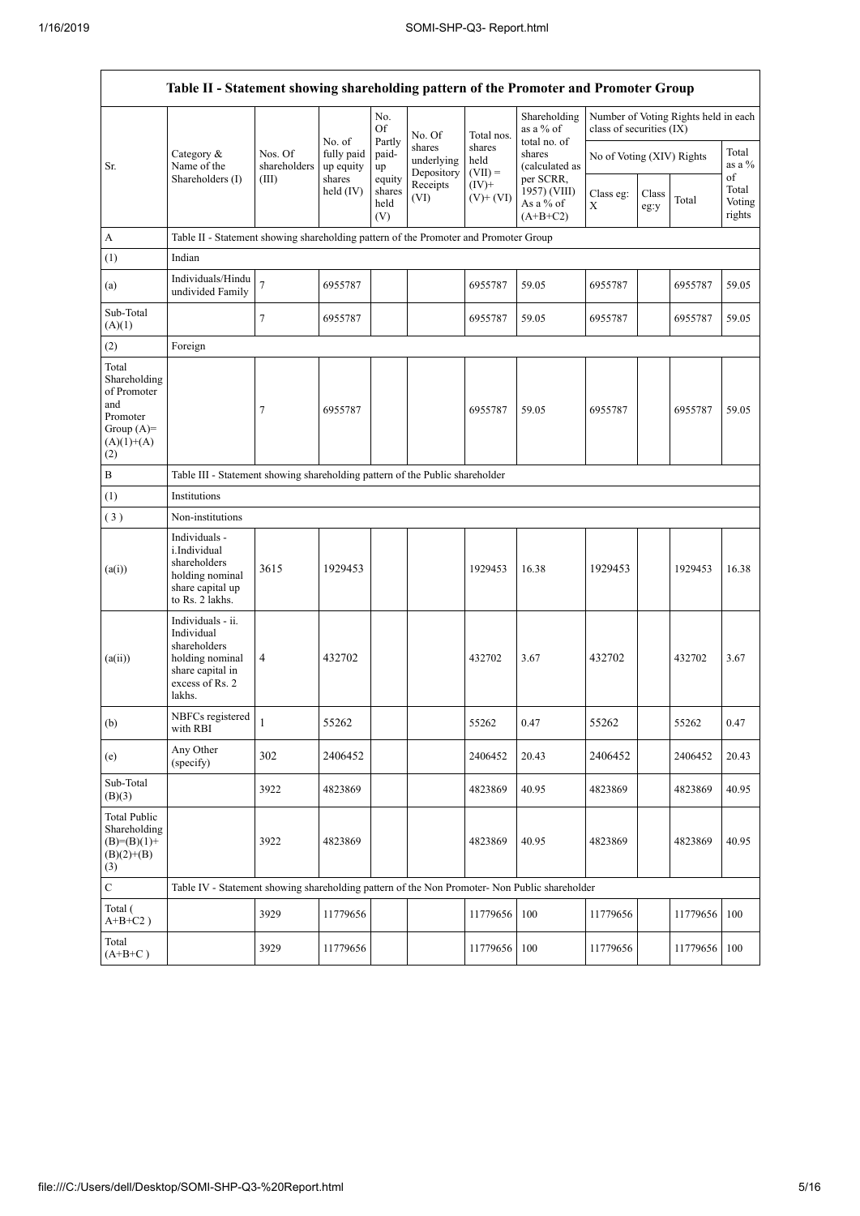| Table II - Statement showing shareholding pattern of the Promoter and Promoter Group | | | | | | | | | | | |
|---|---|---|---|---|---|---|---|---|---|---|---|
| Sr. | Category & Name of the Shareholders (I) | Nos. Of shareholders (III) | No. of fully paid up equity shares held (IV) | No. Of Partly paid-up equity shares held (V) | No. Of shares underlying Depository Receipts (VI) | Total nos. shares held (VII) = (IV)+ (V)+ (VI) | Shareholding as a % of total no. of shares (calculated as per SCRR, 1957) (VIII) As a % of (A+B+C2) | Number of Voting Rights held in each class of securities (IX) | | | |
| | | | | | | | | No of Voting (XIV) Rights | | | Total as a % of Total Voting rights |
| | | | | | | | | Class eg: X | Class eg:y | Total | |
| A | Table II - Statement showing shareholding pattern of the Promoter and Promoter Group | | | | | | | | | | |
| (1) | Indian | | | | | | | | | | |
| (a) | Individuals/Hindu undivided Family | 7 | 6955787 | | | 6955787 | 59.05 | 6955787 | | 6955787 | 59.05 |
| Sub-Total (A)(1) | | 7 | 6955787 | | | 6955787 | 59.05 | 6955787 | | 6955787 | 59.05 |
| (2) | Foreign | | | | | | | | | | |
| Total Shareholding of Promoter and Promoter Group (A)=(A)(1)+(A)(2) | | 7 | 6955787 | | | 6955787 | 59.05 | 6955787 | | 6955787 | 59.05 |
| B | Table III - Statement showing shareholding pattern of the Public shareholder | | | | | | | | | | |
| (1) | Institutions | | | | | | | | | | |
| (3) | Non-institutions | | | | | | | | | | |
| (a(i)) | Individuals - i.Individual shareholders holding nominal share capital up to Rs. 2 lakhs. | 3615 | 1929453 | | | 1929453 | 16.38 | 1929453 | | 1929453 | 16.38 |
| (a(ii)) | Individuals - ii. Individual shareholders holding nominal share capital in excess of Rs. 2 lakhs. | 4 | 432702 | | | 432702 | 3.67 | 432702 | | 432702 | 3.67 |
| (b) | NBFCs registered with RBI | 1 | 55262 | | | 55262 | 0.47 | 55262 | | 55262 | 0.47 |
| (e) | Any Other (specify) | 302 | 2406452 | | | 2406452 | 20.43 | 2406452 | | 2406452 | 20.43 |
| Sub-Total (B)(3) | | 3922 | 4823869 | | | 4823869 | 40.95 | 4823869 | | 4823869 | 40.95 |
| Total Public Shareholding (B)=(B)(1)+(B)(2)+(B)(3) | | 3922 | 4823869 | | | 4823869 | 40.95 | 4823869 | | 4823869 | 40.95 |
| C | Table IV - Statement showing shareholding pattern of the Non Promoter- Non Public shareholder | | | | | | | | | | |
| Total ( A+B+C2 ) | | 3929 | 11779656 | | | 11779656 | 100 | 11779656 | | 11779656 | 100 |
| Total (A+B+C ) | | 3929 | 11779656 | | | 11779656 | 100 | 11779656 | | 11779656 | 100 |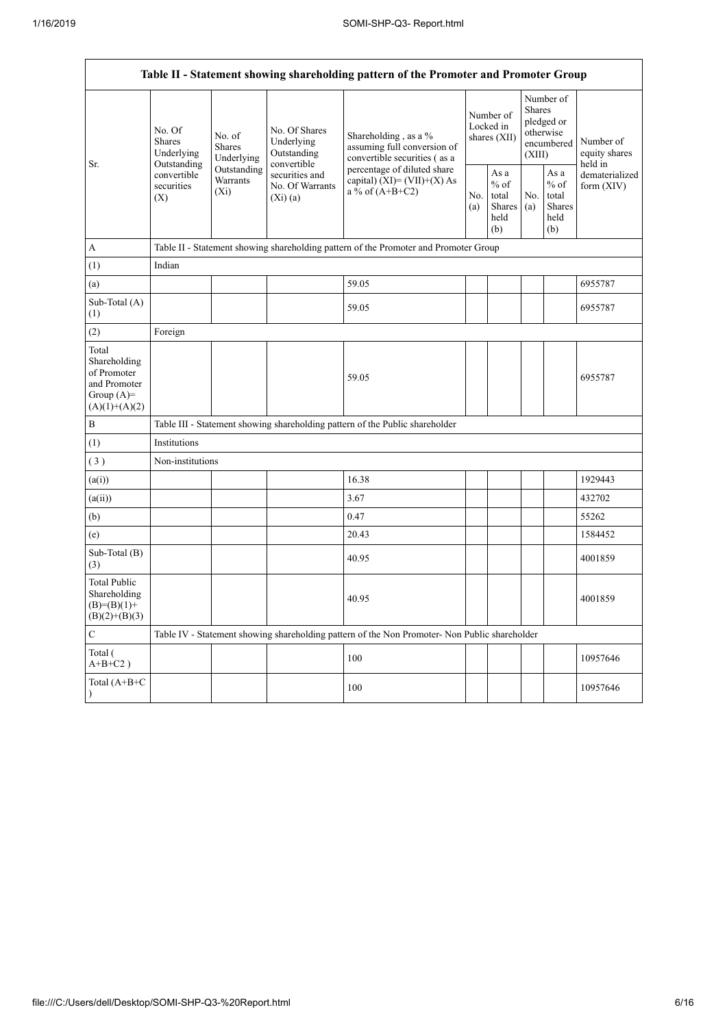| Table II - Statement showing shareholding pattern of the Promoter and Promoter Group | | | | | | | | | |
|---|---|---|---|---|---|---|---|---|---|
| Sr. | No. Of Shares Underlying Outstanding convertible securities (X) | No. of Shares Underlying Outstanding Warrants (Xi) | No. Of Shares Underlying Outstanding convertible securities and No. Of Warrants (Xi) (a) | Shareholding , as a % assuming full conversion of convertible securities ( as a percentage of diluted share capital) (XI)= (VII)+(X) As a % of (A+B+C2) | Number of Locked in shares (XII) | | Number of Shares pledged or otherwise encumbered (XIII) | | Number of equity shares held in dematerialized form (XIV) |
| | | | | | No. (a) | As a % of total Shares held (b) | No. (a) | As a % of total Shares held (b) | |
| A | Table II - Statement showing shareholding pattern of the Promoter and Promoter Group | | | | | | | | |
| (1) | Indian | | | | | | | | |
| (a) | | | | 59.05 | | | | | 6955787 |
| Sub-Total (A) (1) | | | | 59.05 | | | | | 6955787 |
| (2) | Foreign | | | | | | | | |
| Total Shareholding of Promoter and Promoter Group (A)= (A)(1)+(A)(2) | | | | 59.05 | | | | | 6955787 |
| B | Table III - Statement showing shareholding pattern of the Public shareholder | | | | | | | | |
| (1) | Institutions | | | | | | | | |
| ( 3 ) | Non-institutions | | | | | | | | |
| (a(i)) | | | | 16.38 | | | | | 1929443 |
| (a(ii)) | | | | 3.67 | | | | | 432702 |
| (b) | | | | 0.47 | | | | | 55262 |
| (e) | | | | 20.43 | | | | | 1584452 |
| Sub-Total (B) (3) | | | | 40.95 | | | | | 4001859 |
| Total Public Shareholding (B)=(B)(1)+(B)(2)+(B)(3) | | | | 40.95 | | | | | 4001859 |
| C | Table IV - Statement showing shareholding pattern of the Non Promoter- Non Public shareholder | | | | | | | | |
| Total ( A+B+C2 ) | | | | 100 | | | | | 10957646 |
| Total (A+B+C ) | | | | 100 | | | | | 10957646 |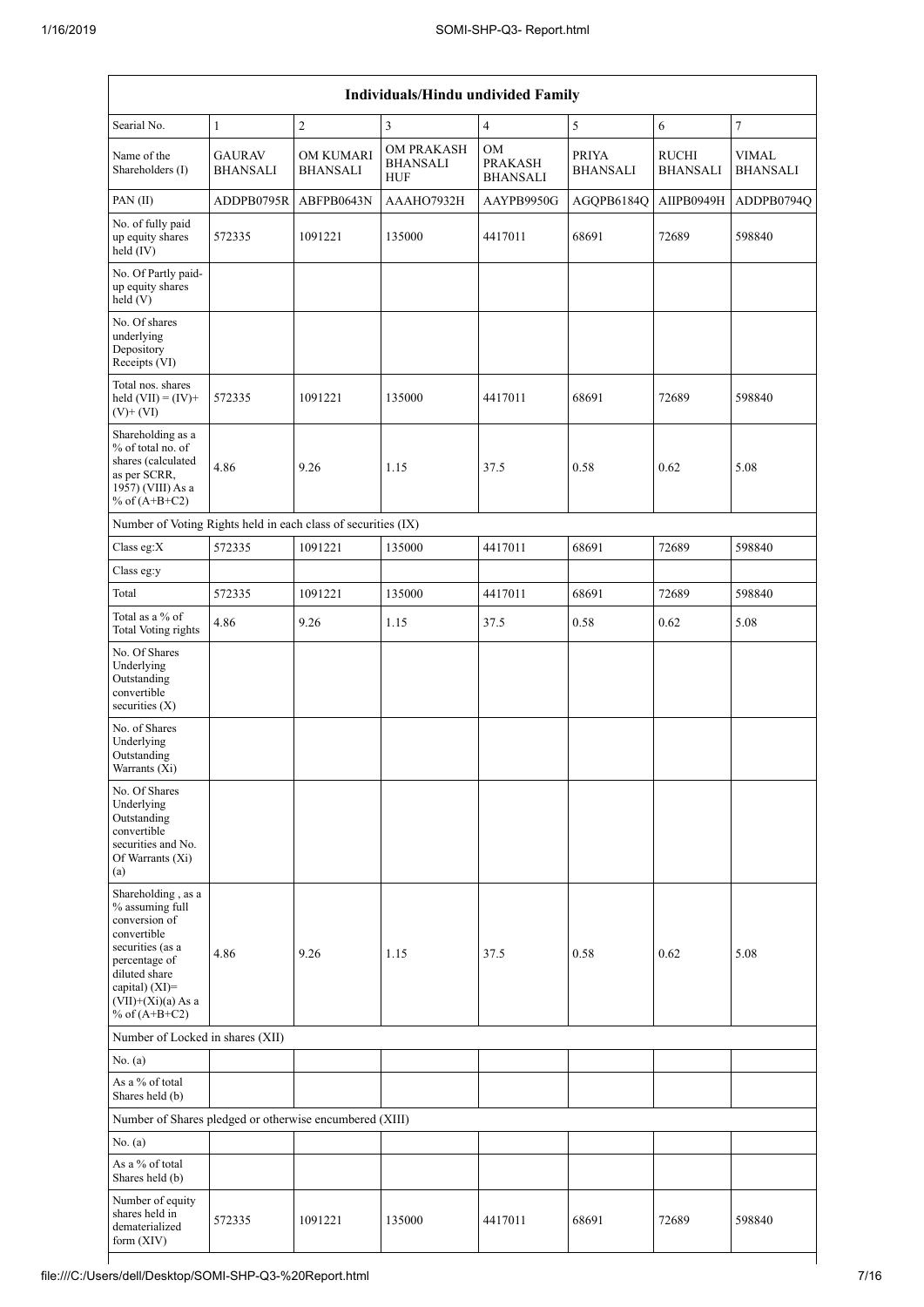| Individuals/Hindu undivided Family | | | | | | | |
|---|---|---|---|---|---|---|---|
| Searial No. | 1 | 2 | 3 | 4 | 5 | 6 | 7 |
| Name of the Shareholders (I) | GAURAV BHANSALI | OM KUMARI BHANSALI | OM PRAKASH BHANSALI HUF | OM PRAKASH BHANSALI | PRIYA BHANSALI | RUCHI BHANSALI | VIMAL BHANSALI |
| PAN (II) | ADDPB0795R | ABFPB0643N | AAAHO7932H | AAYPB9950G | AGQPB6184Q | AIIPB0949H | ADDPB0794Q |
| No. of fully paid up equity shares held (IV) | 572335 | 1091221 | 135000 | 4417011 | 68691 | 72689 | 598840 |
| No. Of Partly paid-up equity shares held (V) | | | | | | | |
| No. Of shares underlying Depository Receipts (VI) | | | | | | | |
| Total nos. shares held (VII) = (IV)+ (V)+ (VI) | 572335 | 1091221 | 135000 | 4417011 | 68691 | 72689 | 598840 |
| Shareholding as a % of total no. of shares (calculated as per SCRR, 1957) (VIII) As a % of (A+B+C2) | 4.86 | 9.26 | 1.15 | 37.5 | 0.58 | 0.62 | 5.08 |
| Number of Voting Rights held in each class of securities (IX) | | | | | | | |
| Class eg:X | 572335 | 1091221 | 135000 | 4417011 | 68691 | 72689 | 598840 |
| Class eg:y | | | | | | | |
| Total | 572335 | 1091221 | 135000 | 4417011 | 68691 | 72689 | 598840 |
| Total as a % of Total Voting rights | 4.86 | 9.26 | 1.15 | 37.5 | 0.58 | 0.62 | 5.08 |
| No. Of Shares Underlying Outstanding convertible securities (X) | | | | | | | |
| No. of Shares Underlying Outstanding Warrants (Xi) | | | | | | | |
| No. Of Shares Underlying Outstanding convertible securities and No. Of Warrants (Xi) (a) | | | | | | | |
| Shareholding , as a % assuming full conversion of convertible securities (as a percentage of diluted share capital) (XI)= (VII)+(Xi)(a) As a % of (A+B+C2) | 4.86 | 9.26 | 1.15 | 37.5 | 0.58 | 0.62 | 5.08 |
| Number of Locked in shares (XII) | | | | | | | |
| No. (a) | | | | | | | |
| As a % of total Shares held (b) | | | | | | | |
| Number of Shares pledged or otherwise encumbered (XIII) | | | | | | | |
| No. (a) | | | | | | | |
| As a % of total Shares held (b) | | | | | | | |
| Number of equity shares held in dematerialized form (XIV) | 572335 | 1091221 | 135000 | 4417011 | 68691 | 72689 | 598840 |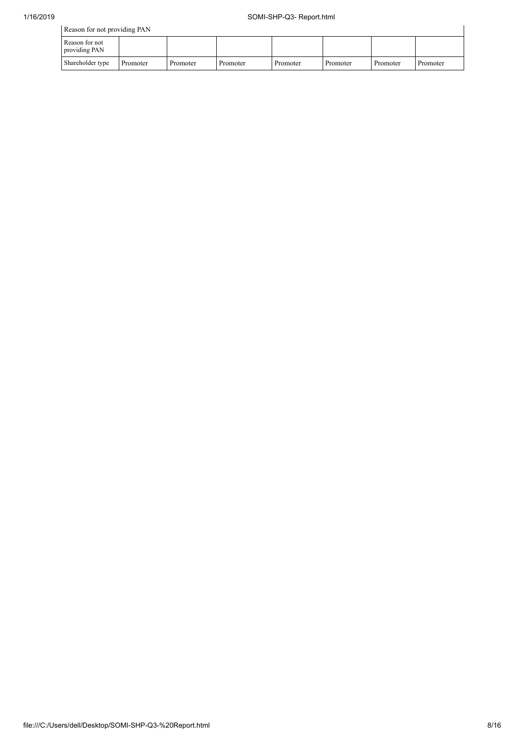| Reason for not providing PAN | | | | | | | |
|---|---|---|---|---|---|---|---|
| Reason for not providing PAN | | | | | | | |
| Shareholder type | Promoter | Promoter | Promoter | Promoter | Promoter | Promoter | Promoter |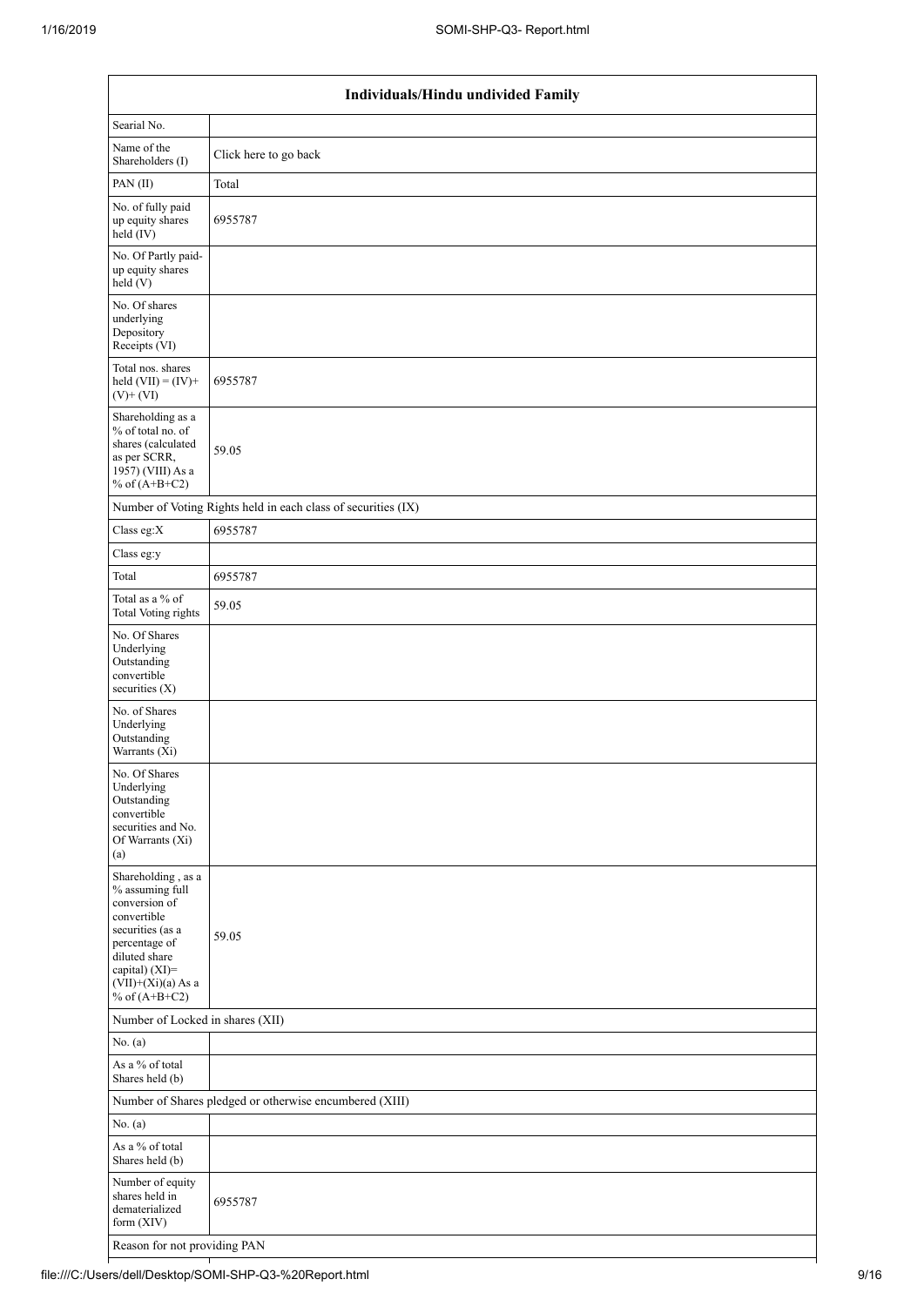| Individuals/Hindu undivided Family | |
|---|---|
| Searial No. | |
| Name of the Shareholders (I) | Click here to go back |
| PAN (II) | Total |
| No. of fully paid up equity shares held (IV) | 6955787 |
| No. Of Partly paid-up equity shares held (V) | |
| No. Of shares underlying Depository Receipts (VI) | |
| Total nos. shares held (VII) = (IV)+(V)+ (VI) | 6955787 |
| Shareholding as a % of total no. of shares (calculated as per SCRR, 1957) (VIII) As a % of (A+B+C2) | 59.05 |
| Number of Voting Rights held in each class of securities (IX) | |
| Class eg:X | 6955787 |
| Class eg:y | |
| Total | 6955787 |
| Total as a % of Total Voting rights | 59.05 |
| No. Of Shares Underlying Outstanding convertible securities (X) | |
| No. of Shares Underlying Outstanding Warrants (Xi) | |
| No. Of Shares Underlying Outstanding convertible securities and No. Of Warrants (Xi) (a) | |
| Shareholding , as a % assuming full conversion of convertible securities (as a percentage of diluted share capital) (XI)= (VII)+(Xi)(a) As a % of (A+B+C2) | 59.05 |
| Number of Locked in shares (XII) | |
| No. (a) | |
| As a % of total Shares held (b) | |
| Number of Shares pledged or otherwise encumbered (XIII) | |
| No. (a) | |
| As a % of total Shares held (b) | |
| Number of equity shares held in dematerialized form (XIV) | 6955787 |
| Reason for not providing PAN | |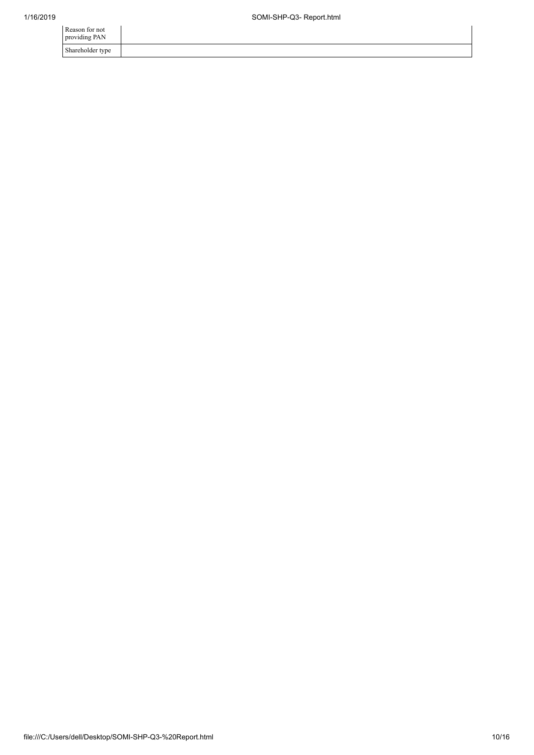| Reason for not providing PAN | |
|---|---|
| Shareholder type | |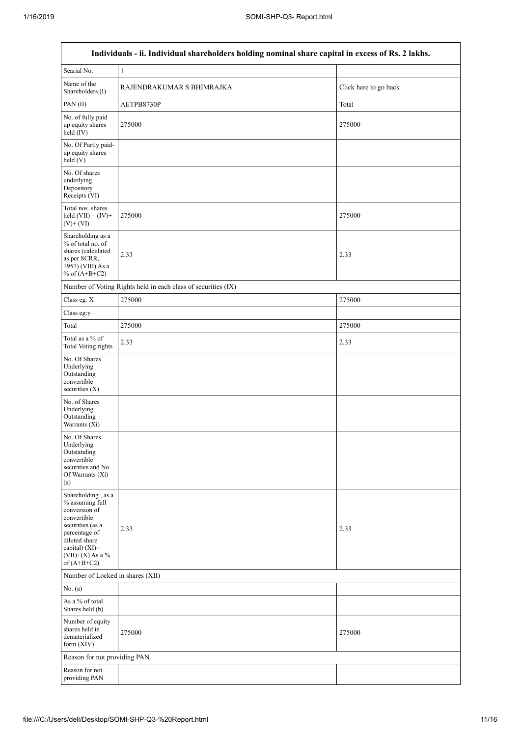| Individuals - ii. Individual shareholders holding nominal share capital in excess of Rs. 2 lakhs. | | |
|---|---|---|
| Searial No. | 1 | |
| Name of the Shareholders (I) | RAJENDRAKUMAR S BHIMRAJKA | Click here to go back |
| PAN (II) | AETPB8730P | Total |
| No. of fully paid up equity shares held (IV) | 275000 | 275000 |
| No. Of Partly paid-up equity shares held (V) | | |
| No. Of shares underlying Depository Receipts (VI) | | |
| Total nos. shares held (VII) = (IV)+(V)+ (VI) | 275000 | 275000 |
| Shareholding as a % of total no. of shares (calculated as per SCRR, 1957) (VIII) As a % of (A+B+C2) | 2.33 | 2.33 |
| Number of Voting Rights held in each class of securities (IX) | | |
| Class eg: X | 275000 | 275000 |
| Class eg:y | | |
| Total | 275000 | 275000 |
| Total as a % of Total Voting rights | 2.33 | 2.33 |
| No. Of Shares Underlying Outstanding convertible securities (X) | | |
| No. of Shares Underlying Outstanding Warrants (Xi) | | |
| No. Of Shares Underlying Outstanding convertible securities and No. Of Warrants (Xi) (a) | | |
| Shareholding , as a % assuming full conversion of convertible securities (as a percentage of diluted share capital) (XI)= (VII)+(X) As a % of (A+B+C2) | 2.33 | 2.33 |
| Number of Locked in shares (XII) | | |
| No. (a) | | |
| As a % of total Shares held (b) | | |
| Number of equity shares held in dematerialized form (XIV) | 275000 | 275000 |
| Reason for not providing PAN | | |
| Reason for not providing PAN | | |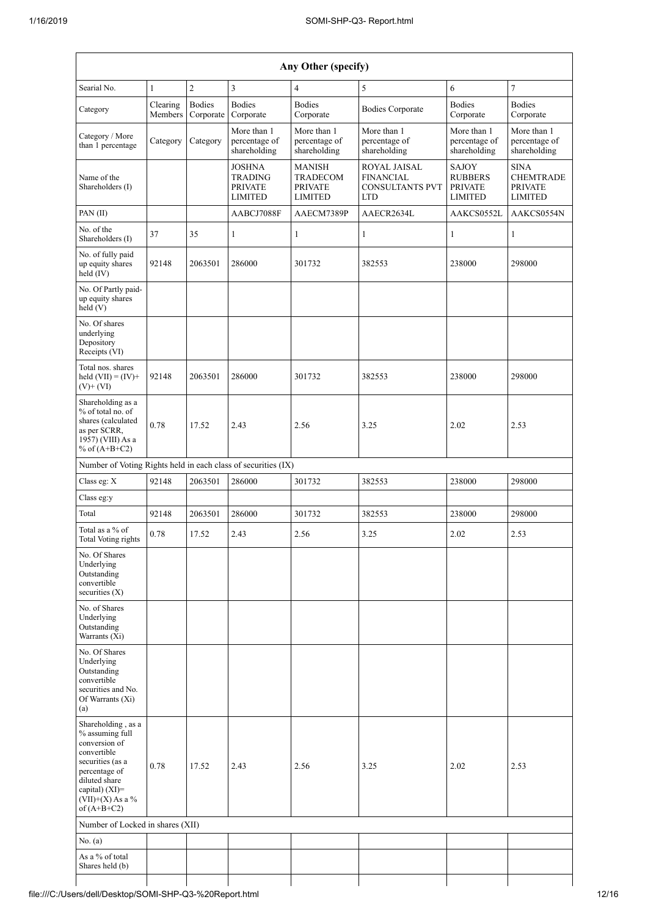| Any Other (specify) | | | | | | | |
|---|---|---|---|---|---|---|---|
| Searial No. | 1 | 2 | 3 | 4 | 5 | 6 | 7 |
| Category | Clearing Members | Bodies Corporate | Bodies Corporate | Bodies Corporate | Bodies Corporate | Bodies Corporate | Bodies Corporate |
| Category / More than 1 percentage | Category | Category | More than 1 percentage of shareholding | More than 1 percentage of shareholding | More than 1 percentage of shareholding | More than 1 percentage of shareholding | More than 1 percentage of shareholding |
| Name of the Shareholders (I) | | | JOSHNA TRADING PRIVATE LIMITED | MANISH TRADECOM PRIVATE LIMITED | ROYAL JAISAL FINANCIAL CONSULTANTS PVT LTD | SAJOY RUBBERS PRIVATE LIMITED | SINA CHEMTRADE PRIVATE LIMITED |
| PAN (II) | | | AABCJ7088F | AAECM7389P | AAECR2634L | AAKCS0552L | AAKCS0554N |
| No. of the Shareholders (I) | 37 | 35 | 1 | 1 | 1 | 1 | 1 |
| No. of fully paid up equity shares held (IV) | 92148 | 2063501 | 286000 | 301732 | 382553 | 238000 | 298000 |
| No. Of Partly paid-up equity shares held (V) | | | | | | | |
| No. Of shares underlying Depository Receipts (VI) | | | | | | | |
| Total nos. shares held (VII) = (IV)+(V)+ (VI) | 92148 | 2063501 | 286000 | 301732 | 382553 | 238000 | 298000 |
| Shareholding as a % of total no. of shares (calculated as per SCRR, 1957) (VIII) As a % of (A+B+C2) | 0.78 | 17.52 | 2.43 | 2.56 | 3.25 | 2.02 | 2.53 |
| Number of Voting Rights held in each class of securities (IX) | | | | | | | |
| Class eg: X | 92148 | 2063501 | 286000 | 301732 | 382553 | 238000 | 298000 |
| Class eg:y | | | | | | | |
| Total | 92148 | 2063501 | 286000 | 301732 | 382553 | 238000 | 298000 |
| Total as a % of Total Voting rights | 0.78 | 17.52 | 2.43 | 2.56 | 3.25 | 2.02 | 2.53 |
| No. Of Shares Underlying Outstanding convertible securities (X) | | | | | | | |
| No. of Shares Underlying Outstanding Warrants (Xi) | | | | | | | |
| No. Of Shares Underlying Outstanding convertible securities and No. Of Warrants (Xi) (a) | | | | | | | |
| Shareholding , as a % assuming full conversion of convertible securities (as a percentage of diluted share capital) (XI)= (VII)+(X) As a % of (A+B+C2) | 0.78 | 17.52 | 2.43 | 2.56 | 3.25 | 2.02 | 2.53 |
| Number of Locked in shares (XII) | | | | | | | |
| No. (a) | | | | | | | |
| As a % of total Shares held (b) | | | | | | | |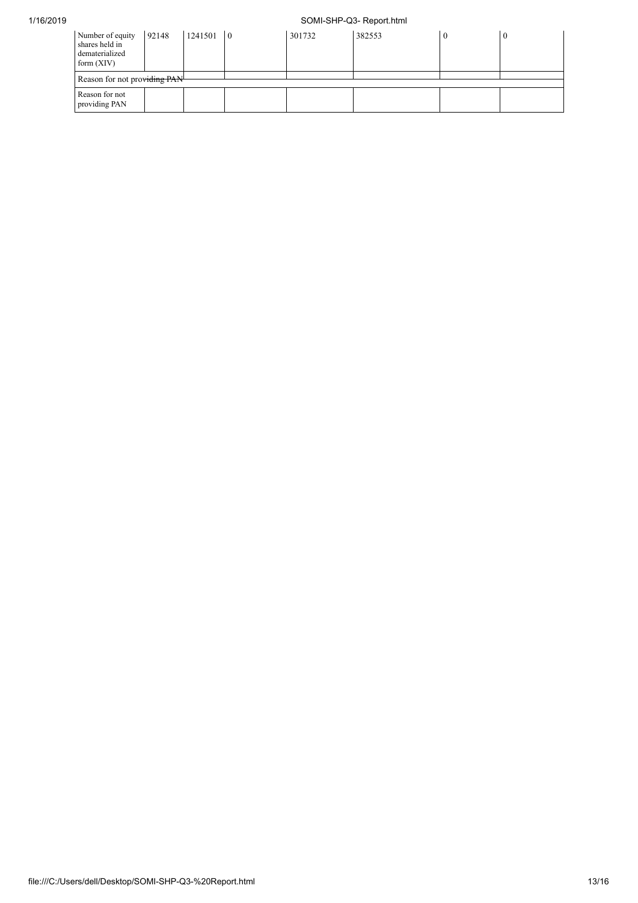| Number of equity shares held in dematerialized form (XIV) | 92148 | 1241501 | 0 | 301732 | 382553 | 0 | 0 |
|---|---|---|---|---|---|---|---|
| Reason for not providing PAN | | | | | | | |
| Reason for not providing PAN | | | | | | | |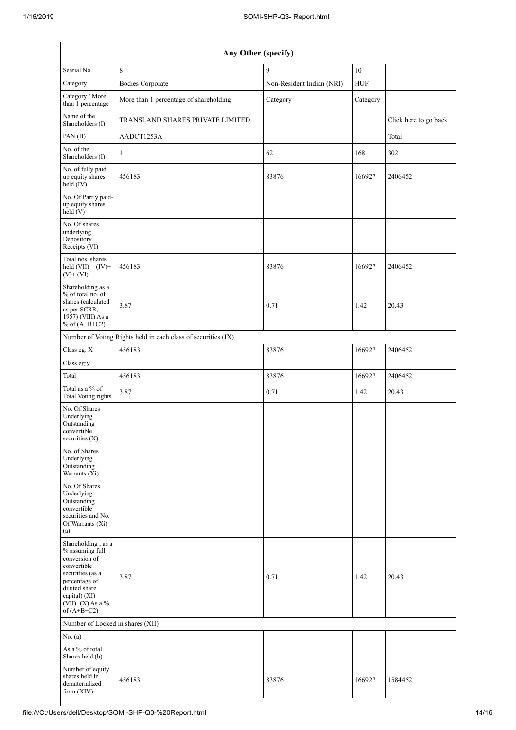| Any Other (specify) | | | | |
|---|---|---|---|---|
| Searial No. | 8 | 9 | 10 | |
| Category | Bodies Corporate | Non-Resident Indian (NRI) | HUF | |
| Category / More than 1 percentage | More than 1 percentage of shareholding | Category | Category | |
| Name of the Shareholders (I) | TRANSLAND SHARES PRIVATE LIMITED | | | Click here to go back |
| PAN (II) | AADCT1253A | | | Total |
| No. of the Shareholders (I) | 1 | 62 | 168 | 302 |
| No. of fully paid up equity shares held (IV) | 456183 | 83876 | 166927 | 2406452 |
| No. Of Partly paid-up equity shares held (V) | | | | |
| No. Of shares underlying Depository Receipts (VI) | | | | |
| Total nos. shares held (VII) = (IV)+ (V)+ (VI) | 456183 | 83876 | 166927 | 2406452 |
| Shareholding as a % of total no. of shares (calculated as per SCRR, 1957) (VIII) As a % of (A+B+C2) | 3.87 | 0.71 | 1.42 | 20.43 |
| Number of Voting Rights held in each class of securities (IX) | | | | |
| Class eg: X | 456183 | 83876 | 166927 | 2406452 |
| Class eg:y | | | | |
| Total | 456183 | 83876 | 166927 | 2406452 |
| Total as a % of Total Voting rights | 3.87 | 0.71 | 1.42 | 20.43 |
| No. Of Shares Underlying Outstanding convertible securities (X) | | | | |
| No. of Shares Underlying Outstanding Warrants (Xi) | | | | |
| No. Of Shares Underlying Outstanding convertible securities and No. Of Warrants (Xi) (a) | | | | |
| Shareholding , as a % assuming full conversion of convertible securities (as a percentage of diluted share capital) (XI)= (VII)+(X) As a % of (A+B+C2) | 3.87 | 0.71 | 1.42 | 20.43 |
| Number of Locked in shares (XII) | | | | |
| No. (a) | | | | |
| As a % of total Shares held (b) | | | | |
| Number of equity shares held in dematerialized form (XIV) | 456183 | 83876 | 166927 | 1584452 |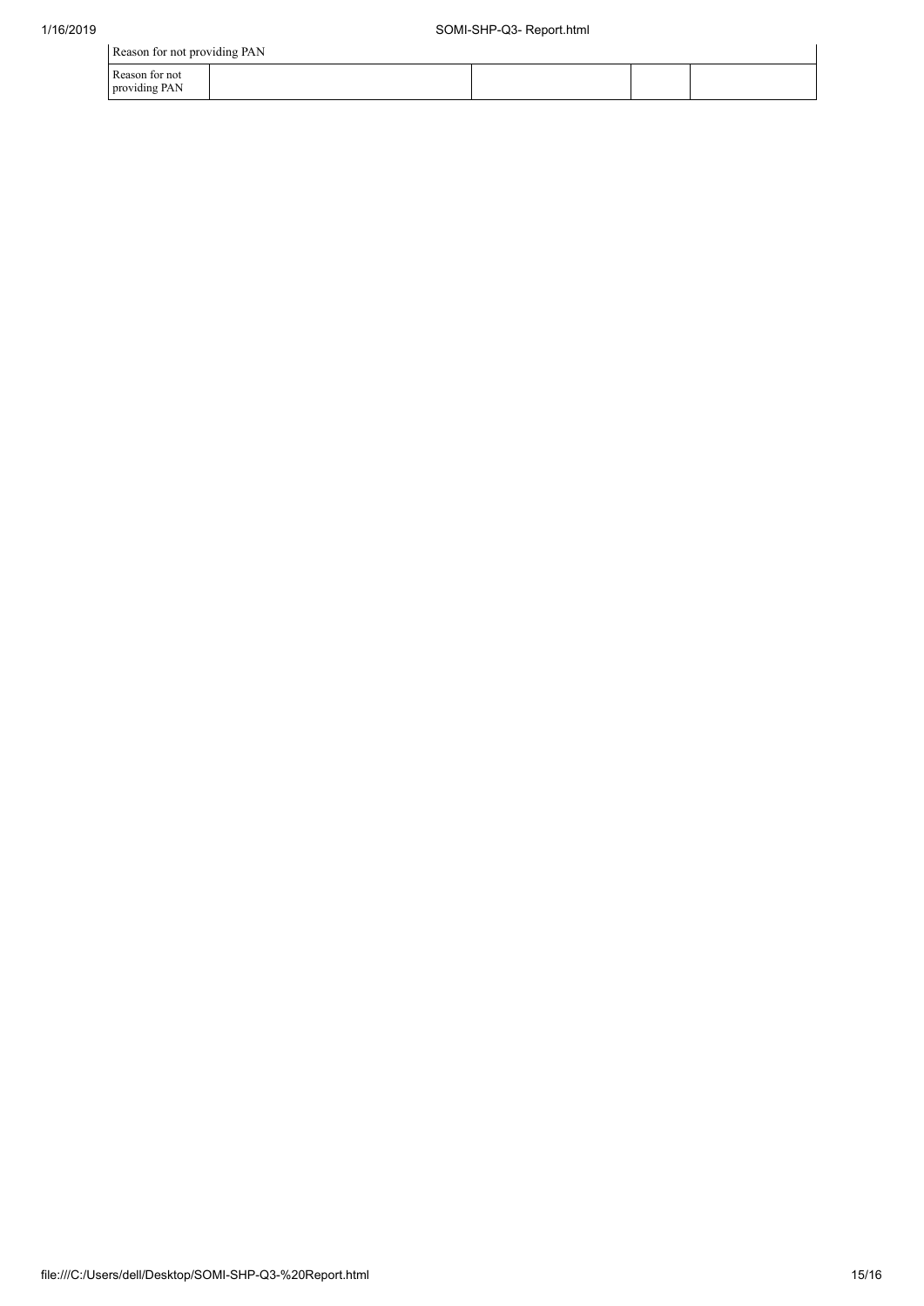| Reason for not providing PAN | | | | |
|---|---|---|---|---|
| Reason for not providing PAN | | | | |